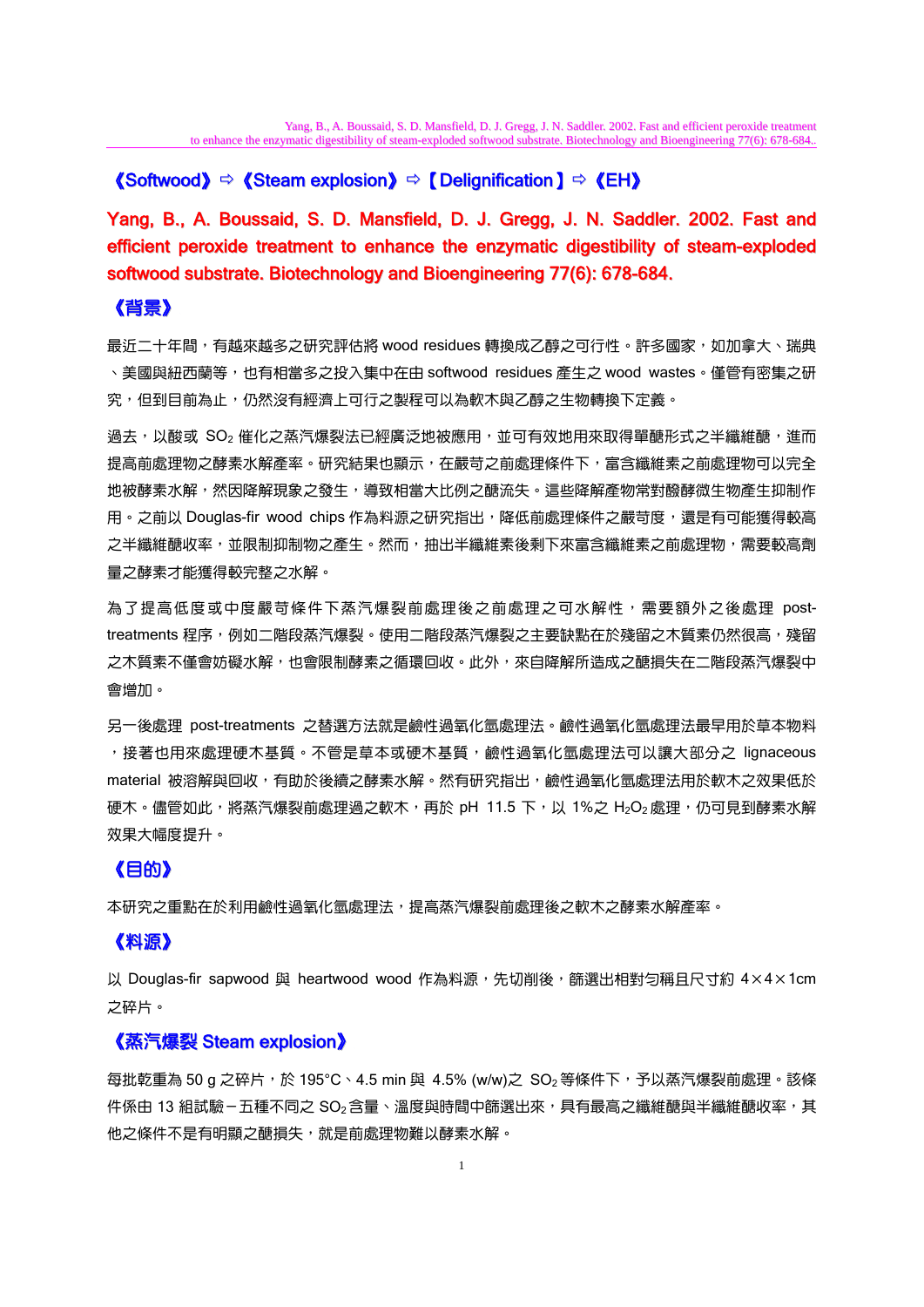**《Softwood》⇨《Steam explosion》⇨【Delignification】⇨《EH》**

**Yang, B., A. Boussaid, S. D. Mansfield, D. J. Gregg, J. N. Saddler. 2002. Fast and efficient peroxide treatment to enhance the enzymatic digestibility of steam-exploded softwood substrate. Biotechnology and Bioengineering 77(6): 678-684.**

## 《背景》

最近二十年間，有越來越多之研究評估將 wood residues 轉換成乙醇之可行性。許多國家，如加拿大、瑞典、美國與紐西蘭等，也有相當多之投入集中在由 softwood residues 產生之 wood wastes。僅管有密集之研究，但到目前為止，仍然沒有經濟上可行之製程可以為軟木與乙醇之生物轉換下定義。

過去，以酸或 $SO_2$ 催化之蒸汽爆裂法已經廣泛地被應用，並可有效地用來取得單醣形式之半纖維醣，進而提高前處理物之酵素水解產率。研究結果也顯示，在嚴苛之前處理條件下，富含纖維素之前處理物可以完全地被酵素水解，然因降解現象之發生，導致相當大比例之醣流失。這些降解產物常對醱酵微生物產生抑制作用。之前以 Douglas-fir wood chips 作為料源之研究指出，降低前處理條件之嚴苛度，還是有可能獲得較高之半纖維醣收率，並限制抑制物之產生。然而，抽出半纖維素後剩下來富含纖維素之前處理物，需要較高劑量之酵素才能獲得較完整之水解。

為了提高低度或中度嚴苛條件下蒸汽爆裂前處理後之前處理之可水解性，需要額外之後處理 post-treatments 程序，例如二階段蒸汽爆裂。使用二階段蒸汽爆裂之主要缺點在於殘留之木質素仍然很高，殘留之木質素不僅會妨礙水解，也會限制酵素之循環回收。此外，來自降解所造成之醣損失在二階段蒸汽爆裂中會增加。

另一後處理 post-treatments 之替選方法就是鹼性過氧化氫處理法。鹼性過氧化氫處理法最早用於草本物料，接著也用來處理硬木基質。不管是草本或硬木基質，鹼性過氧化氫處理法可以讓大部分之 lignaceous material 被溶解與回收，有助於後續之酵素水解。然有研究指出，鹼性過氧化氫處理法用於軟木之效果低於硬木。儘管如此，將蒸汽爆裂前處理過之軟木，再於 pH 11.5 下，以 1%之 $H_2O_2$ 處理，仍可見到酵素水解效果大幅度提升。

## 《目的》

本研究之重點在於利用鹼性過氧化氫處理法，提高蒸汽爆裂前處理後之軟木之酵素水解產率。

## 《料源》

以 Douglas-fir sapwood 與 heartwood wood 作為料源，先切削後，篩選出相對勻稱且尺寸約 4×4×1cm 之碎片。

## 《蒸汽爆裂 Steam explosion》

每批乾重為 50 g 之碎片，於 195°C、4.5 min 與 4.5% (w/w)之 $SO_2$ 等條件下，予以蒸汽爆裂前處理。該條件係由 13 組試驗－五種不同之 $SO_2$ 含量、溫度與時間中篩選出來，具有最高之纖維醣與半纖維醣收率，其他之條件不是有明顯之醣損失，就是前處理物難以酵素水解。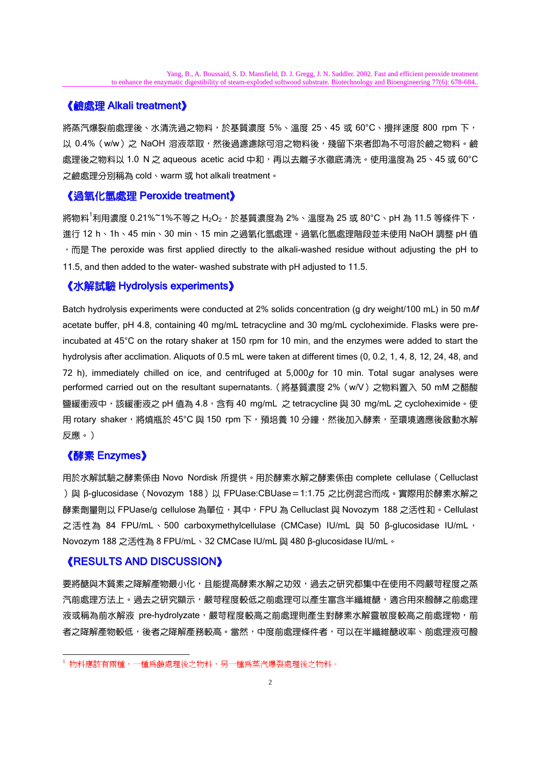## 《鹼處理 Alkali treatment》

將蒸汽爆裂前處理後、水清洗過之物料，於基質濃度 5%、溫度 25、45 或 60°C、攪拌速度 800 rpm 下，以 0.4%（w/w）之 NaOH 溶液萃取，然後過濾濾除可溶之物料後，殘留下來者即為不可溶於鹼之物料。鹼處理後之物料以 1.0 N 之 aqueous acetic acid 中和，再以去離子水徹底清洗。使用溫度為 25、45 或 60°C 之鹼處理分別稱為 cold、warm 或 hot alkali treatment。

## 《過氧化氫處理 Peroxide treatment》

將物料[1]利用濃度 0.21%~1%不等之 $H_2O_2$，於基質濃度為 2%、溫度為 25 或 80°C、pH 為 11.5 等條件下，進行 12 h、1h、45 min、30 min、15 min 之過氧化氫處理。過氧化氫處理階段並未使用 NaOH 調整 pH 值，而是 The peroxide was first applied directly to the alkali-washed residue without adjusting the pH to 11.5, and then added to the water- washed substrate with pH adjusted to 11.5.

## 《水解試驗 Hydrolysis experiments》

Batch hydrolysis experiments were conducted at 2% solids concentration (g dry weight/100 mL) in 50 m*M* acetate buffer, pH 4.8, containing 40 mg/mL tetracycline and 30 mg/mL cycloheximide. Flasks were pre-incubated at 45°C on the rotary shaker at 150 rpm for 10 min, and the enzymes were added to start the hydrolysis after acclimation. Aliquots of 0.5 mL were taken at different times (0, 0.2, 1, 4, 8, 12, 24, 48, and 72 h), immediately chilled on ice, and centrifuged at 5,000*g* for 10 min. Total sugar analyses were performed carried out on the resultant supernatants.（將基質濃度 2%（w/V）之物料置入 50 mM 之醋酸鹽緩衝液中，該緩衝液之 pH 值為 4.8，含有 40 mg/mL 之 tetracycline 與 30 mg/mL 之 cycloheximide。使用 rotary shaker，將燒瓶於 45°C 與 150 rpm 下，預培養 10 分鐘，然後加入酵素，至環境適應後啟動水解反應。）

## 《酵素 Enzymes》

用於水解試驗之酵素係由 Novo Nordisk 所提供。用於酵素水解之酵素係由 complete cellulase（Celluclast）與 β-glucosidase（Novozym 188）以 FPUase:CBUase＝1:1.75 之比例混合而成。實際用於酵素水解之酵素劑量則以 FPUase/g cellulose 為單位，其中，FPU 為 Celluclast 與 Novozym 188 之活性和。Cellulast 之活性為 84 FPU/mL、500 carboxymethylcellulase (CMCase) IU/mL 與 50 β-glucosidase IU/mL，Novozym 188 之活性為 8 FPU/mL、32 CMCase IU/mL 與 480 β-glucosidase IU/mL。

## 《RESULTS AND DISCUSSION》

要將醣與木質素之降解產物最小化，且能提高酵素水解之功效，過去之研究都集中在使用不同嚴苛程度之蒸汽前處理方法上。過去之研究顯示，嚴苛程度較低之前處理可以產生富含半纖維醣，適合用來醱酵之前處理液或稱為前水解液 pre-hydrolyzate，嚴苛程度較高之前處理則產生對酵素水解靈敏度較高之前處理物，前者之降解產物較低，後者之降解產務較高。當然，中度前處理條件者，可以在半纖維醣收率、前處理液可醱

---

[1] 物料應該有兩種，一種爲鹼處理後之物料，另一種爲蒸汽爆裂處理後之物料。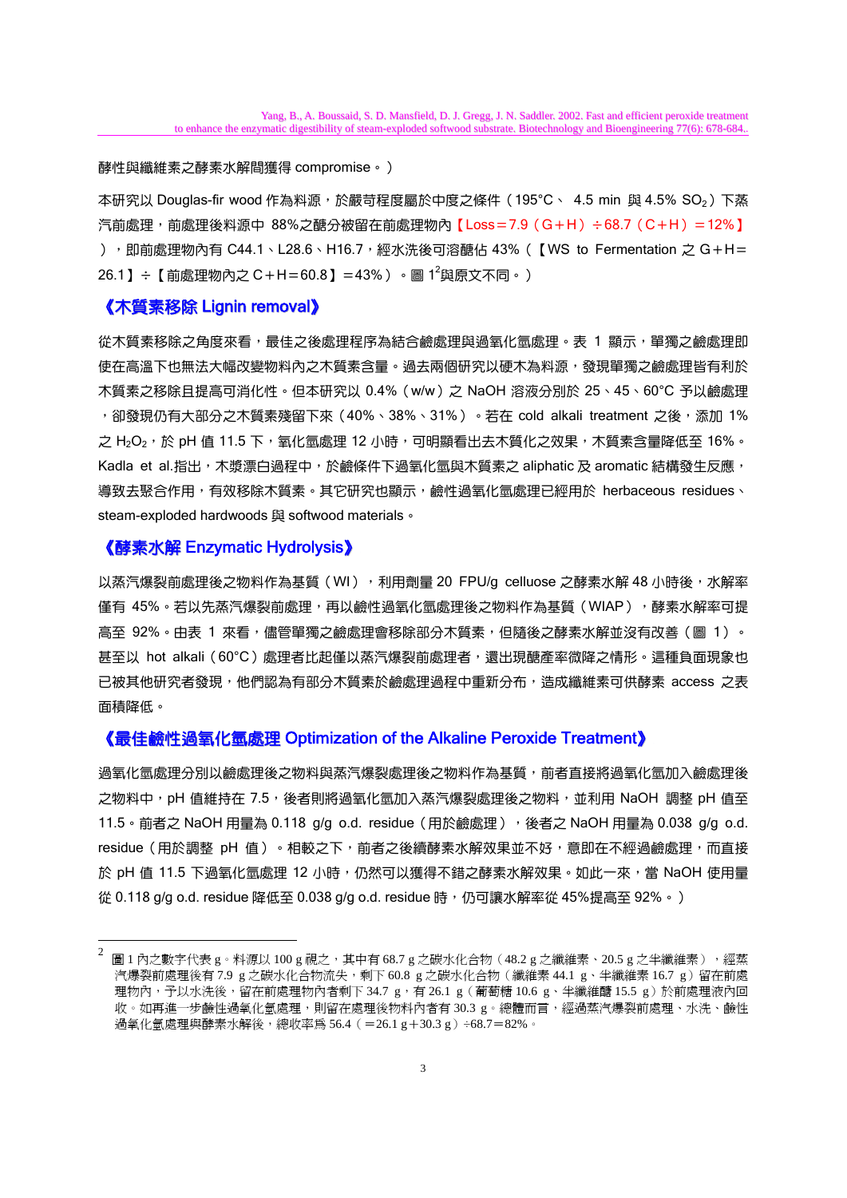酵性與纖維素之酵素水解間獲得 compromise。）

本研究以 Douglas-fir wood 作為料源，於嚴苛程度屬於中度之條件（195°C、 4.5 min 與 4.5% $SO_2$）下蒸汽前處理，前處理後料源中 88%之醣分被留在前處理物內【Loss＝7.9（G＋H）÷68.7（C＋H）＝12%】），即前處理物內有 C44.1、L28.6、H16.7，經水洗後可溶醣佔 43%（【WS to Fermentation 之 G＋H＝26.1】÷【前處理物內之 C＋H＝60.8】＝43%）。圖 1[2]與原文不同。）

## 《木質素移除 Lignin removal》

從木質素移除之角度來看，最佳之後處理程序為結合鹼處理與過氧化氫處理。表 1 顯示，單獨之鹼處理即使在高溫下也無法大幅改變物料內之木質素含量。過去兩個研究以硬木為料源，發現單獨之鹼處理皆有利於木質素之移除且提高可消化性。但本研究以 0.4%（w/w）之 NaOH 溶液分別於 25、45、60°C 予以鹼處理，卻發現仍有大部分之木質素殘留下來（40%、38%、31%）。若在 cold alkali treatment 之後，添加 1% 之 $H_2O_2$，於 pH 值 11.5 下，氧化氫處理 12 小時，可明顯看出去木質化之效果，木質素含量降低至 16%。Kadla et al.指出，木漿漂白過程中，於鹼條件下過氧化氫與木質素之 aliphatic 及 aromatic 結構發生反應，導致去聚合作用，有效移除木質素。其它研究也顯示，鹼性過氧化氫處理已經用於 herbaceous residues、steam-exploded hardwoods 與 softwood materials。

## 《酵素水解 Enzymatic Hydrolysis》

以蒸汽爆裂前處理後之物料作為基質（WI），利用劑量 20 FPU/g celluose 之酵素水解 48 小時後，水解率僅有 45%。若以先蒸汽爆裂前處理，再以鹼性過氧化氫處理後之物料作為基質（WIAP），酵素水解率可提高至 92%。由表 1 來看，儘管單獨之鹼處理會移除部分木質素，但隨後之酵素水解並沒有改善（圖 1）。甚至以 hot alkali（60°C）處理者比起僅以蒸汽爆裂前處理者，還出現醣產率微降之情形。這種負面現象也已被其他研究者發現，他們認為有部分木質素於鹼處理過程中重新分布，造成纖維素可供酵素 access 之表面積降低。

## 《最佳鹼性過氧化氫處理 Optimization of the Alkaline Peroxide Treatment》

過氧化氫處理分別以鹼處理後之物料與蒸汽爆裂處理後之物料作為基質，前者直接將過氧化氫加入鹼處理後之物料中，pH 值維持在 7.5，後者則將過氧化氫加入蒸汽爆裂處理後之物料，並利用 NaOH 調整 pH 值至 11.5。前者之 NaOH 用量為 0.118 g/g o.d. residue（用於鹼處理），後者之 NaOH 用量為 0.038 g/g o.d. residue（用於調整 pH 值）。相較之下，前者之後續酵素水解效果並不好，意即在不經過鹼處理，而直接於 pH 值 11.5 下過氧化氫處理 12 小時，仍然可以獲得不錯之酵素水解效果。如此一來，當 NaOH 使用量從 0.118 g/g o.d. residue 降低至 0.038 g/g o.d. residue 時，仍可讓水解率從 45%提高至 92%。）

---

[2] 圖 1 內之數字代表 g。料源以 100 g 視之，其中有 68.7 g 之碳水化合物（48.2 g 之纖維素、20.5 g 之半纖維素），經蒸汽爆裂前處理後有 7.9 g 之碳水化合物流失，剩下 60.8 g 之碳水化合物（纖維素 44.1 g、半纖維素 16.7 g）留在前處理物內，予以水洗後，留在前處理物內者剩下 34.7 g，有 26.1 g（葡萄糖 10.6 g、半纖維醣 15.5 g）於前處理液內回收。如再進一步鹼性過氧化氫處理，則留在處理後物料內者有 30.3 g。總體而言，經過蒸汽爆裂前處理、水洗、鹼性過氧化氫處理與酵素水解後，總收率為 56.4（＝26.1 g＋30.3 g）÷68.7＝82%。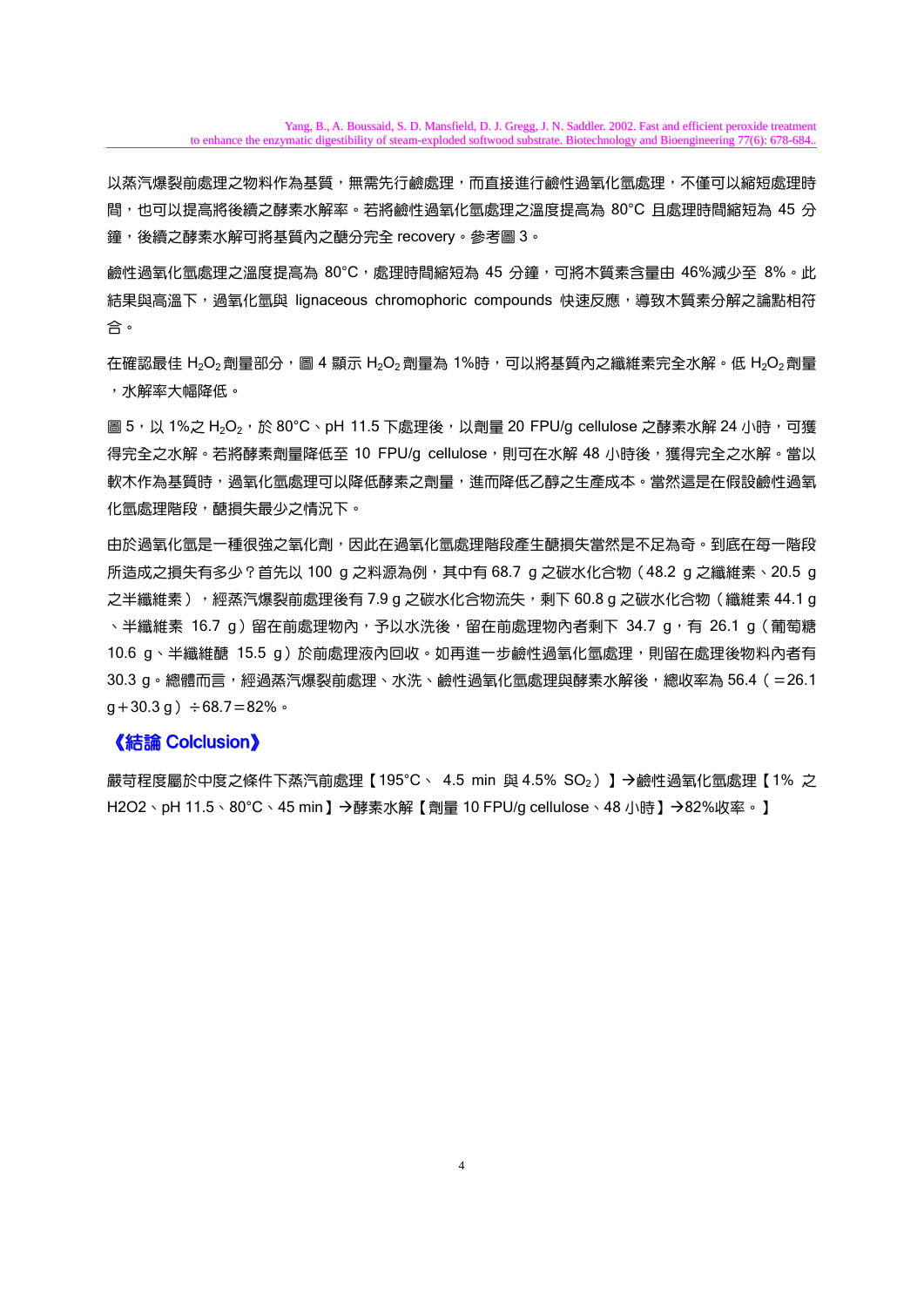以蒸汽爆裂前處理之物料作為基質，無需先行鹼處理，而直接進行鹼性過氧化氫處理，不僅可以縮短處理時間，也可以提高將後續之酵素水解率。若將鹼性過氧化氫處理之溫度提高為 80°C 且處理時間縮短為 45 分鐘，後續之酵素水解可將基質內之醣分完全 recovery。參考圖 3。

鹼性過氧化氫處理之溫度提高為 80°C，處理時間縮短為 45 分鐘，可將木質素含量由 46%減少至 8%。此結果與高溫下，過氧化氫與 lignaceous chromophoric compounds 快速反應，導致木質素分解之論點相符合。

在確認最佳 $H_2O_2$ 劑量部分，圖 4 顯示 $H_2O_2$ 劑量為 1%時，可以將基質內之纖維素完全水解。低 $H_2O_2$ 劑量，水解率大幅降低。

圖 5，以 1%之 $H_2O_2$，於 80°C、pH 11.5 下處理後，以劑量 20 FPU/g cellulose 之酵素水解 24 小時，可獲得完全之水解。若將酵素劑量降低至 10 FPU/g cellulose，則可在水解 48 小時後，獲得完全之水解。當以軟木作為基質時，過氧化氫處理可以降低酵素之劑量，進而降低乙醇之生產成本。當然這是在假設鹼性過氧化氫處理階段，醣損失最少之情況下。

由於過氧化氫是一種很強之氧化劑，因此在過氧化氫處理階段產生醣損失當然是不足為奇。到底在每一階段所造成之損失有多少？首先以 100 g 之料源為例，其中有 68.7 g 之碳水化合物（48.2 g 之纖維素、20.5 g 之半纖維素），經蒸汽爆裂前處理後有 7.9 g 之碳水化合物流失，剩下 60.8 g 之碳水化合物（纖維素 44.1 g、半纖維素 16.7 g）留在前處理物內，予以水洗後，留在前處理物內者剩下 34.7 g，有 26.1 g（葡萄糖 10.6 g、半纖維醣 15.5 g）於前處理液內回收。如再進一步鹼性過氧化氫處理，則留在處理後物料內者有 30.3 g。總體而言，經過蒸汽爆裂前處理、水洗、鹼性過氧化氫處理與酵素水解後，總收率為 56.4（＝26.1 g＋30.3 g）÷68.7＝82%。

## 《結論 Colclusion》

嚴苛程度屬於中度之條件下蒸汽前處理【195°C、 4.5 min 與 4.5% $SO_2$）】→鹼性過氧化氫處理【1% 之 H2O2、pH 11.5、80°C、45 min】→酵素水解【劑量 10 FPU/g cellulose、48 小時】→82%收率。】